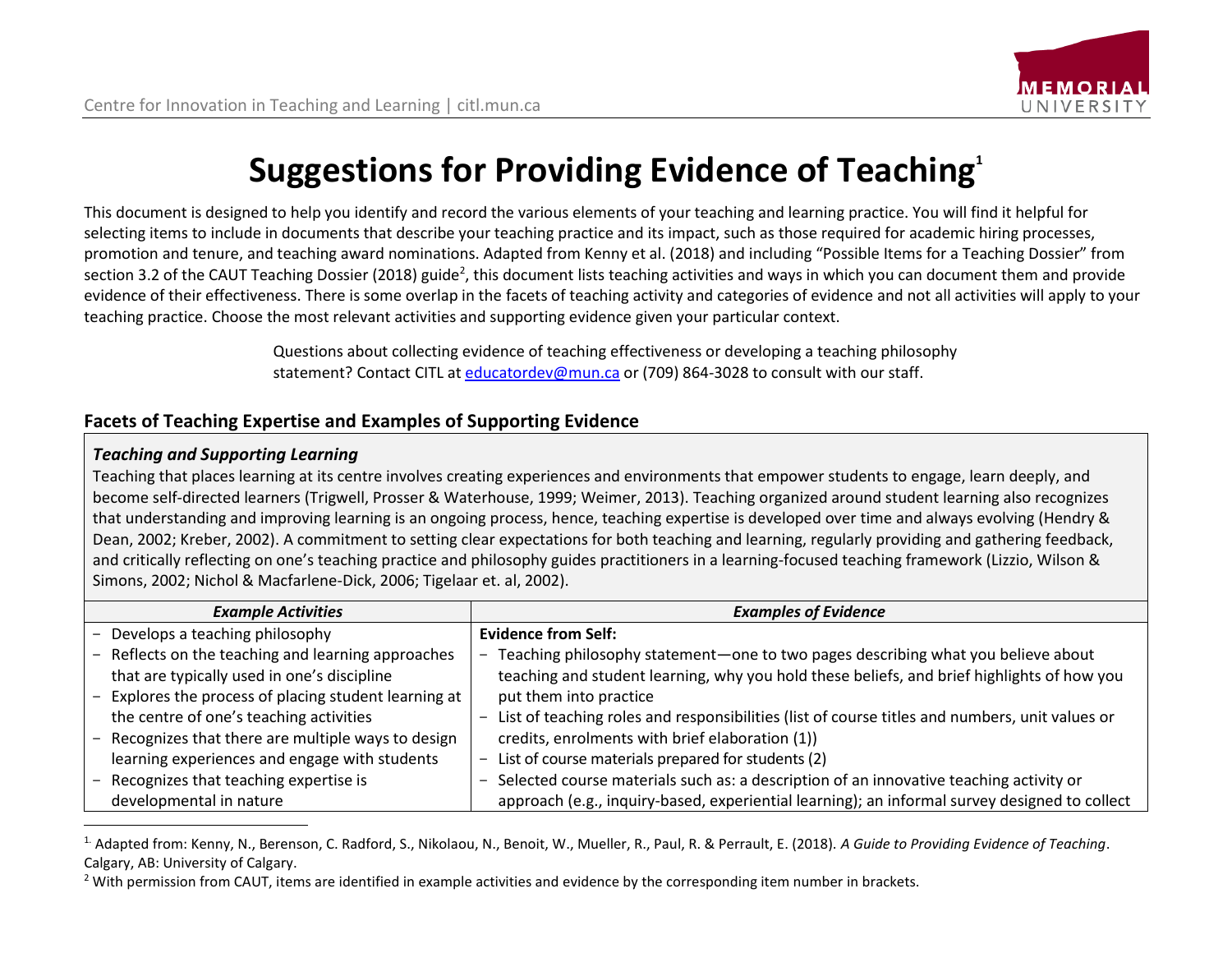# Suggestions for Providing Evidence of Teaching[1]

This document is designed to help you identify and record the various elements of your teaching and learning practice. You will find it helpful for selecting items to include in documents that describe your teaching practice and its impact, such as those required for academic hiring processes, promotion and tenure, and teaching award nominations. Adapted from Kenny et al. (2018) and including "Possible Items for a Teaching Dossier" from section 3.2 of the CAUT Teaching Dossier (2018) guide[2], this document lists teaching activities and ways in which you can document them and provide evidence of their effectiveness. There is some overlap in the facets of teaching activity and categories of evidence and not all activities will apply to your teaching practice. Choose the most relevant activities and supporting evidence given your particular context.

Questions about collecting evidence of teaching effectiveness or developing a teaching philosophy statement? Contact CITL at educatordev@mun.ca or (709) 864-3028 to consult with our staff.

## Facets of Teaching Expertise and Examples of Supporting Evidence

### *Teaching and Supporting Learning*

Teaching that places learning at its centre involves creating experiences and environments that empower students to engage, learn deeply, and become self-directed learners (Trigwell, Prosser & Waterhouse, 1999; Weimer, 2013). Teaching organized around student learning also recognizes that understanding and improving learning is an ongoing process, hence, teaching expertise is developed over time and always evolving (Hendry & Dean, 2002; Kreber, 2002). A commitment to setting clear expectations for both teaching and learning, regularly providing and gathering feedback, and critically reflecting on one's teaching practice and philosophy guides practitioners in a learning-focused teaching framework (Lizzio, Wilson & Simons, 2002; Nichol & Macfarlene-Dick, 2006; Tigelaar et. al, 2002).

| ***Example Activities*** | ***Examples of Evidence*** |
| --- | --- |
| – Develops a teaching philosophy<br>– Reflects on the teaching and learning approaches that are typically used in one's discipline<br>– Explores the process of placing student learning at the centre of one's teaching activities<br>– Recognizes that there are multiple ways to design learning experiences and engage with students<br>– Recognizes that teaching expertise is developmental in nature | **Evidence from Self:**<br>– Teaching philosophy statement—one to two pages describing what you believe about teaching and student learning, why you hold these beliefs, and brief highlights of how you put them into practice<br>– List of teaching roles and responsibilities (list of course titles and numbers, unit values or credits, enrolments with brief elaboration (1))<br>– List of course materials prepared for students (2)<br>– Selected course materials such as: a description of an innovative teaching activity or approach (e.g., inquiry-based, experiential learning); an informal survey designed to collect |

[1] Adapted from: Kenny, N., Berenson, C. Radford, S., Nikolaou, N., Benoit, W., Mueller, R., Paul, R. & Perrault, E. (2018). *A Guide to Providing Evidence of Teaching*. Calgary, AB: University of Calgary.

[2] With permission from CAUT, items are identified in example activities and evidence by the corresponding item number in brackets.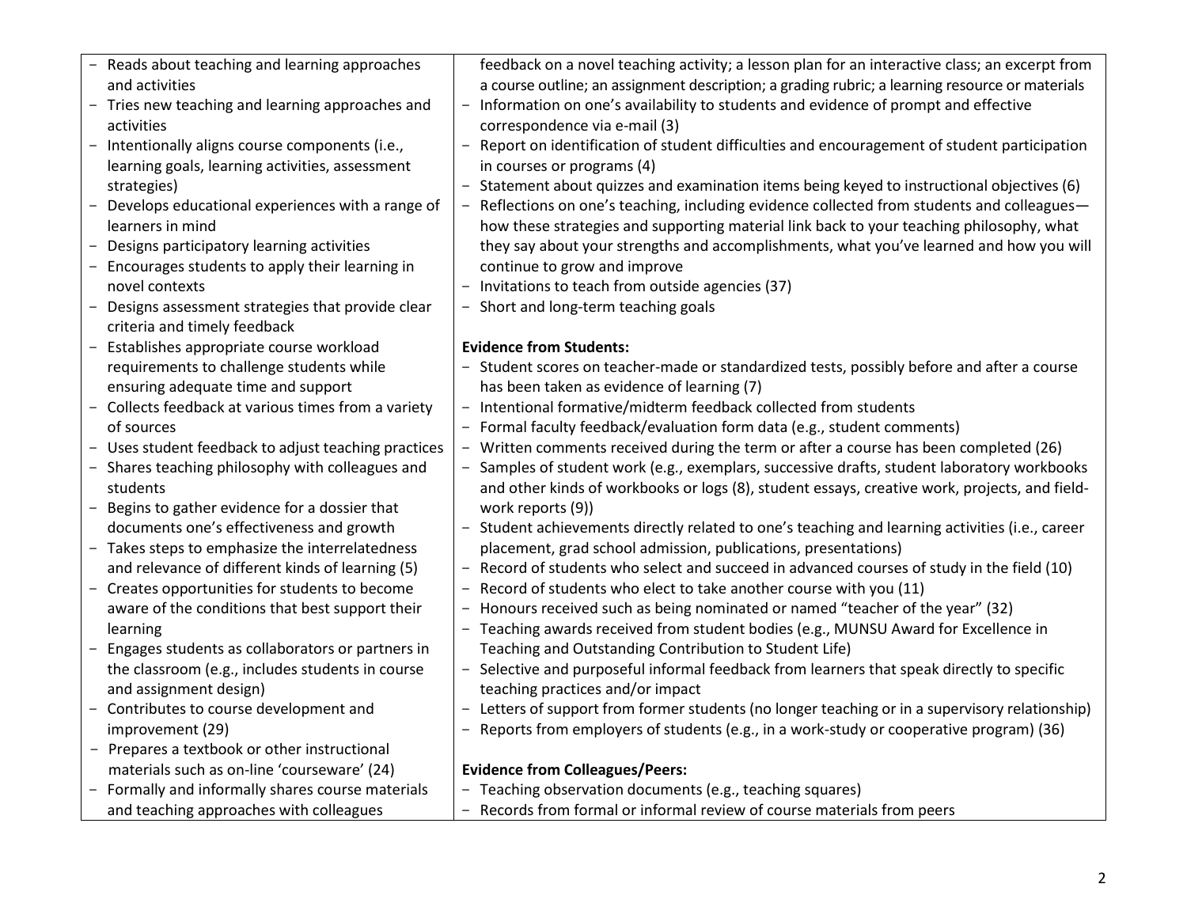| | |
|---|---|
| - Reads about teaching and learning approaches and activities<br>- Tries new teaching and learning approaches and activities<br>- Intentionally aligns course components (i.e., learning goals, learning activities, assessment strategies)<br>- Develops educational experiences with a range of learners in mind<br>- Designs participatory learning activities<br>- Encourages students to apply their learning in novel contexts<br>- Designs assessment strategies that provide clear criteria and timely feedback<br>- Establishes appropriate course workload requirements to challenge students while ensuring adequate time and support<br>- Collects feedback at various times from a variety of sources<br>- Uses student feedback to adjust teaching practices<br>- Shares teaching philosophy with colleagues and students<br>- Begins to gather evidence for a dossier that documents one's effectiveness and growth<br>- Takes steps to emphasize the interrelatedness and relevance of different kinds of learning (5)<br>- Creates opportunities for students to become aware of the conditions that best support their learning<br>- Engages students as collaborators or partners in the classroom (e.g., includes students in course and assignment design)<br>- Contributes to course development and improvement (29)<br>- Prepares a textbook or other instructional materials such as on-line 'courseware' (24)<br>- Formally and informally shares course materials and teaching approaches with colleagues | feedback on a novel teaching activity; a lesson plan for an interactive class; an excerpt from a course outline; an assignment description; a grading rubric; a learning resource or materials<br>- Information on one's availability to students and evidence of prompt and effective correspondence via e-mail (3)<br>- Report on identification of student difficulties and encouragement of student participation in courses or programs (4)<br>- Statement about quizzes and examination items being keyed to instructional objectives (6)<br>- Reflections on one's teaching, including evidence collected from students and colleagues—how these strategies and supporting material link back to your teaching philosophy, what they say about your strengths and accomplishments, what you've learned and how you will continue to grow and improve<br>- Invitations to teach from outside agencies (37)<br>- Short and long-term teaching goals<br><br>**Evidence from Students:**<br>- Student scores on teacher-made or standardized tests, possibly before and after a course has been taken as evidence of learning (7)<br>- Intentional formative/midterm feedback collected from students<br>- Formal faculty feedback/evaluation form data (e.g., student comments)<br>- Written comments received during the term or after a course has been completed (26)<br>- Samples of student work (e.g., exemplars, successive drafts, student laboratory workbooks and other kinds of workbooks or logs (8), student essays, creative work, projects, and field-work reports (9))<br>- Student achievements directly related to one's teaching and learning activities (i.e., career placement, grad school admission, publications, presentations)<br>- Record of students who select and succeed in advanced courses of study in the field (10)<br>- Record of students who elect to take another course with you (11)<br>- Honours received such as being nominated or named "teacher of the year" (32)<br>- Teaching awards received from student bodies (e.g., MUNSU Award for Excellence in Teaching and Outstanding Contribution to Student Life)<br>- Selective and purposeful informal feedback from learners that speak directly to specific teaching practices and/or impact<br>- Letters of support from former students (no longer teaching or in a supervisory relationship)<br>- Reports from employers of students (e.g., in a work-study or cooperative program) (36)<br><br>**Evidence from Colleagues/Peers:**<br>- Teaching observation documents (e.g., teaching squares)<br>- Records from formal or informal review of course materials from peers |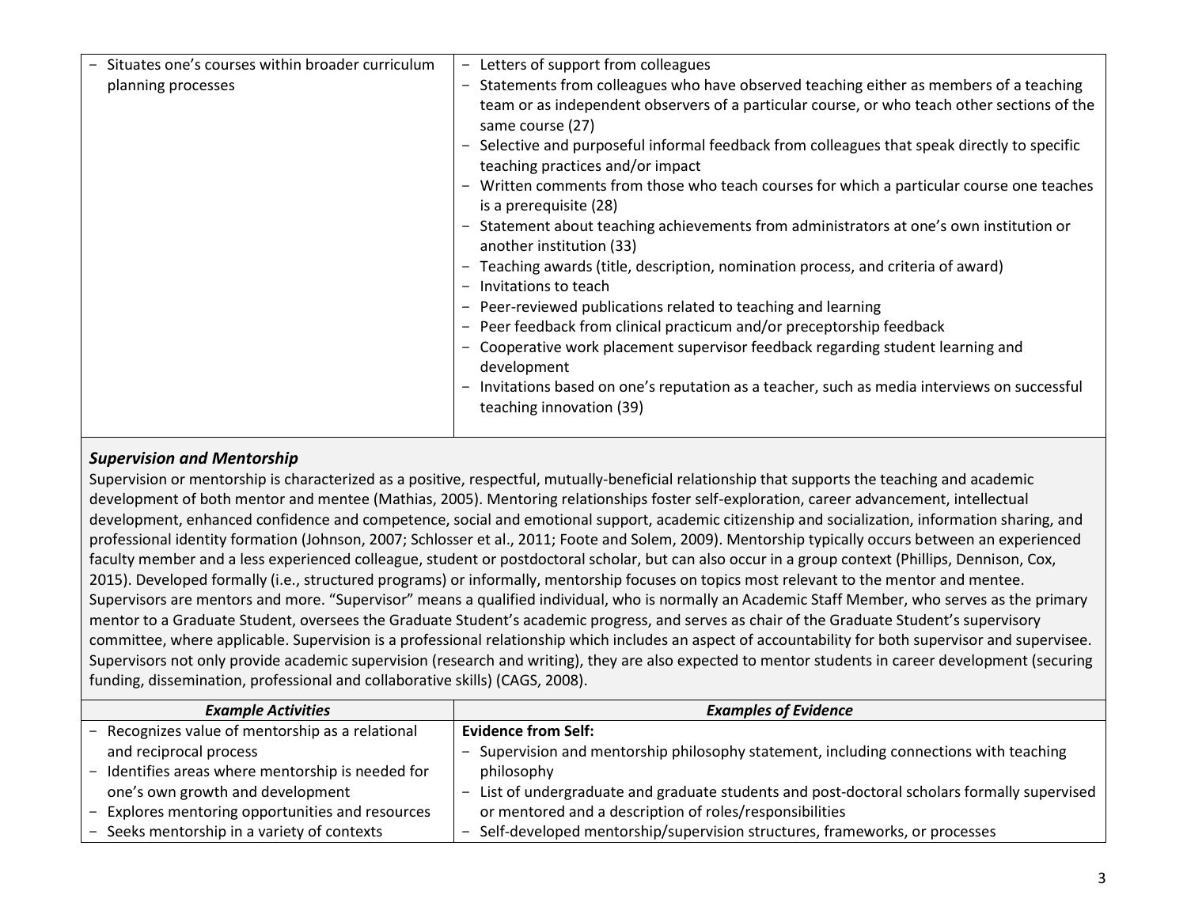| | |
|---|---|
| - Situates one's courses within broader curriculum planning processes | - Letters of support from colleagues<br>- Statements from colleagues who have observed teaching either as members of a teaching team or as independent observers of a particular course, or who teach other sections of the same course (27)<br>- Selective and purposeful informal feedback from colleagues that speak directly to specific teaching practices and/or impact<br>- Written comments from those who teach courses for which a particular course one teaches is a prerequisite (28)<br>- Statement about teaching achievements from administrators at one's own institution or another institution (33)<br>- Teaching awards (title, description, nomination process, and criteria of award)<br>- Invitations to teach<br>- Peer-reviewed publications related to teaching and learning<br>- Peer feedback from clinical practicum and/or preceptorship feedback<br>- Cooperative work placement supervisor feedback regarding student learning and development<br>- Invitations based on one's reputation as a teacher, such as media interviews on successful teaching innovation (39) |

### *Supervision and Mentorship*

Supervision or mentorship is characterized as a positive, respectful, mutually-beneficial relationship that supports the teaching and academic development of both mentor and mentee (Mathias, 2005). Mentoring relationships foster self-exploration, career advancement, intellectual development, enhanced confidence and competence, social and emotional support, academic citizenship and socialization, information sharing, and professional identity formation (Johnson, 2007; Schlosser et al., 2011; Foote and Solem, 2009). Mentorship typically occurs between an experienced faculty member and a less experienced colleague, student or postdoctoral scholar, but can also occur in a group context (Phillips, Dennison, Cox, 2015). Developed formally (i.e., structured programs) or informally, mentorship focuses on topics most relevant to the mentor and mentee. Supervisors are mentors and more. "Supervisor" means a qualified individual, who is normally an Academic Staff Member, who serves as the primary mentor to a Graduate Student, oversees the Graduate Student's academic progress, and serves as chair of the Graduate Student's supervisory committee, where applicable. Supervision is a professional relationship which includes an aspect of accountability for both supervisor and supervisee. Supervisors not only provide academic supervision (research and writing), they are also expected to mentor students in career development (securing funding, dissemination, professional and collaborative skills) (CAGS, 2008).

| *Example Activities* | *Examples of Evidence* |
|---|---|
| - Recognizes value of mentorship as a relational and reciprocal process<br>- Identifies areas where mentorship is needed for one's own growth and development<br>- Explores mentoring opportunities and resources<br>- Seeks mentorship in a variety of contexts | **Evidence from Self:**<br>- Supervision and mentorship philosophy statement, including connections with teaching philosophy<br>- List of undergraduate and graduate students and post-doctoral scholars formally supervised or mentored and a description of roles/responsibilities<br>- Self-developed mentorship/supervision structures, frameworks, or processes |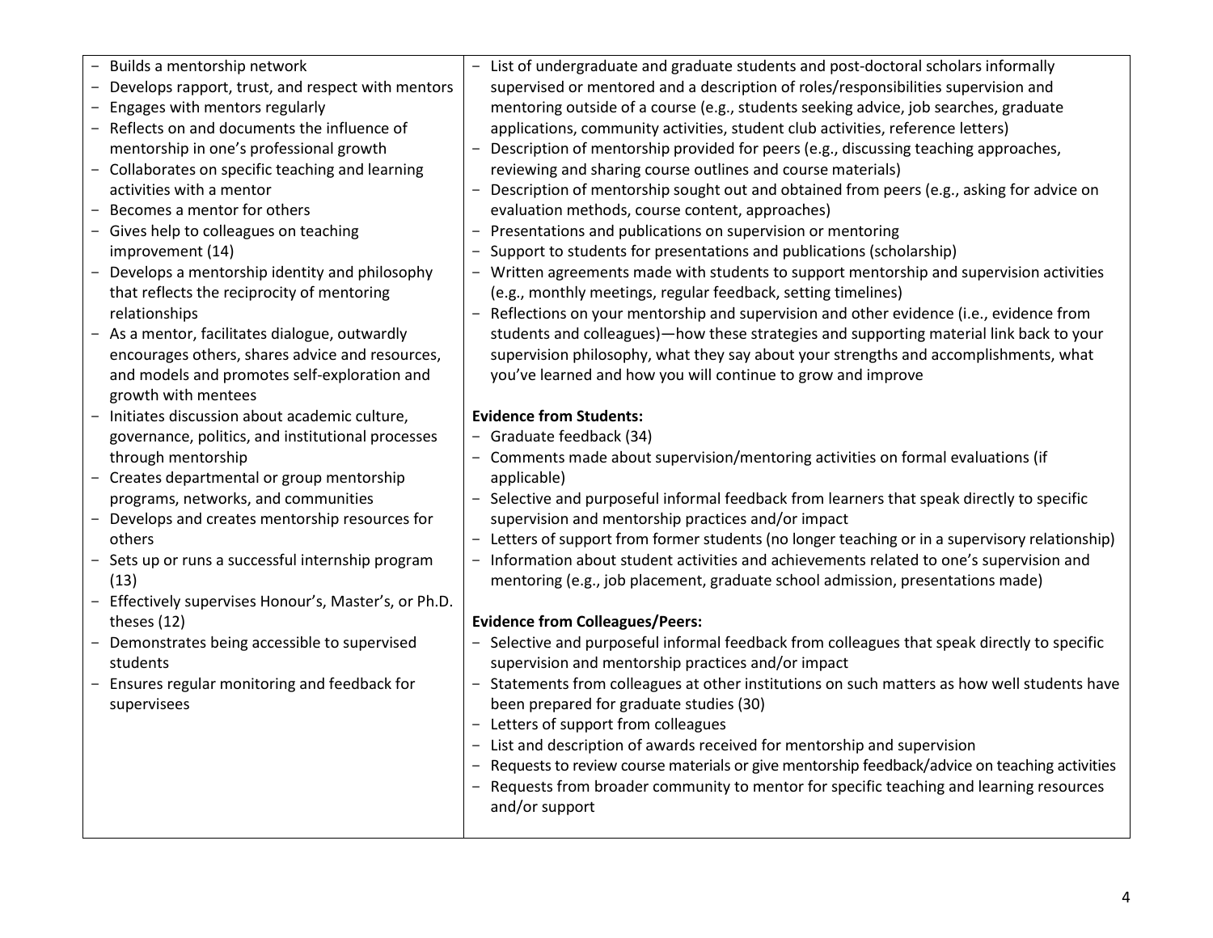| | |
|---|---|
| - Builds a mentorship network<br>- Develops rapport, trust, and respect with mentors<br>- Engages with mentors regularly<br>- Reflects on and documents the influence of mentorship in one's professional growth<br>- Collaborates on specific teaching and learning activities with a mentor<br>- Becomes a mentor for others<br>- Gives help to colleagues on teaching improvement (14)<br>- Develops a mentorship identity and philosophy that reflects the reciprocity of mentoring relationships<br>- As a mentor, facilitates dialogue, outwardly encourages others, shares advice and resources, and models and promotes self-exploration and growth with mentees<br>- Initiates discussion about academic culture, governance, politics, and institutional processes through mentorship<br>- Creates departmental or group mentorship programs, networks, and communities<br>- Develops and creates mentorship resources for others<br>- Sets up or runs a successful internship program (13)<br>- Effectively supervises Honour's, Master's, or Ph.D. theses (12)<br>- Demonstrates being accessible to supervised students<br>- Ensures regular monitoring and feedback for supervisees | - List of undergraduate and graduate students and post-doctoral scholars informally supervised or mentored and a description of roles/responsibilities supervision and mentoring outside of a course (e.g., students seeking advice, job searches, graduate applications, community activities, student club activities, reference letters)<br>- Description of mentorship provided for peers (e.g., discussing teaching approaches, reviewing and sharing course outlines and course materials)<br>- Description of mentorship sought out and obtained from peers (e.g., asking for advice on evaluation methods, course content, approaches)<br>- Presentations and publications on supervision or mentoring<br>- Support to students for presentations and publications (scholarship)<br>- Written agreements made with students to support mentorship and supervision activities (e.g., monthly meetings, regular feedback, setting timelines)<br>- Reflections on your mentorship and supervision and other evidence (i.e., evidence from students and colleagues)—how these strategies and supporting material link back to your supervision philosophy, what they say about your strengths and accomplishments, what you've learned and how you will continue to grow and improve<br><br>**Evidence from Students:**<br>- Graduate feedback (34)<br>- Comments made about supervision/mentoring activities on formal evaluations (if applicable)<br>- Selective and purposeful informal feedback from learners that speak directly to specific supervision and mentorship practices and/or impact<br>- Letters of support from former students (no longer teaching or in a supervisory relationship)<br>- Information about student activities and achievements related to one's supervision and mentoring (e.g., job placement, graduate school admission, presentations made)<br><br>**Evidence from Colleagues/Peers:**<br>- Selective and purposeful informal feedback from colleagues that speak directly to specific supervision and mentorship practices and/or impact<br>- Statements from colleagues at other institutions on such matters as how well students have been prepared for graduate studies (30)<br>- Letters of support from colleagues<br>- List and description of awards received for mentorship and supervision<br>- Requests to review course materials or give mentorship feedback/advice on teaching activities<br>- Requests from broader community to mentor for specific teaching and learning resources and/or support |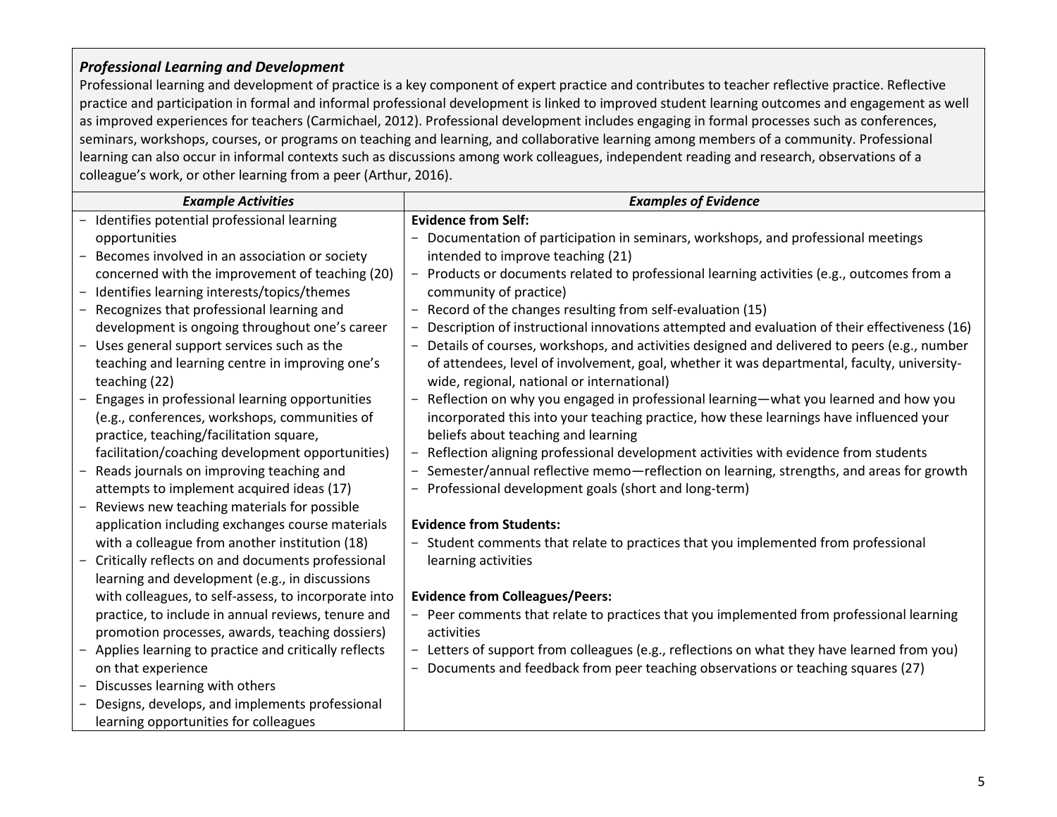### *Professional Learning and Development*

Professional learning and development of practice is a key component of expert practice and contributes to teacher reflective practice. Reflective practice and participation in formal and informal professional development is linked to improved student learning outcomes and engagement as well as improved experiences for teachers (Carmichael, 2012). Professional development includes engaging in formal processes such as conferences, seminars, workshops, courses, or programs on teaching and learning, and collaborative learning among members of a community. Professional learning can also occur in informal contexts such as discussions among work colleagues, independent reading and research, observations of a colleague's work, or other learning from a peer (Arthur, 2016).

| *Example Activities* | *Examples of Evidence* |
| --- | --- |
| − Identifies potential professional learning opportunities<br>− Becomes involved in an association or society concerned with the improvement of teaching (20)<br>− Identifies learning interests/topics/themes<br>− Recognizes that professional learning and development is ongoing throughout one's career<br>− Uses general support services such as the teaching and learning centre in improving one's teaching (22)<br>− Engages in professional learning opportunities (e.g., conferences, workshops, communities of practice, teaching/facilitation square, facilitation/coaching development opportunities)<br>− Reads journals on improving teaching and attempts to implement acquired ideas (17)<br>− Reviews new teaching materials for possible application including exchanges course materials with a colleague from another institution (18)<br>− Critically reflects on and documents professional learning and development (e.g., in discussions with colleagues, to self-assess, to incorporate into practice, to include in annual reviews, tenure and promotion processes, awards, teaching dossiers)<br>− Applies learning to practice and critically reflects on that experience<br>− Discusses learning with others<br>− Designs, develops, and implements professional learning opportunities for colleagues | **Evidence from Self:**<br>− Documentation of participation in seminars, workshops, and professional meetings intended to improve teaching (21)<br>− Products or documents related to professional learning activities (e.g., outcomes from a community of practice)<br>− Record of the changes resulting from self-evaluation (15)<br>− Description of instructional innovations attempted and evaluation of their effectiveness (16)<br>− Details of courses, workshops, and activities designed and delivered to peers (e.g., number of attendees, level of involvement, goal, whether it was departmental, faculty, university-wide, regional, national or international)<br>− Reflection on why you engaged in professional learning—what you learned and how you incorporated this into your teaching practice, how these learnings have influenced your beliefs about teaching and learning<br>− Reflection aligning professional development activities with evidence from students<br>− Semester/annual reflective memo—reflection on learning, strengths, and areas for growth<br>− Professional development goals (short and long-term)<br><br>**Evidence from Students:**<br>− Student comments that relate to practices that you implemented from professional learning activities<br><br>**Evidence from Colleagues/Peers:**<br>− Peer comments that relate to practices that you implemented from professional learning activities<br>− Letters of support from colleagues (e.g., reflections on what they have learned from you)<br>− Documents and feedback from peer teaching observations or teaching squares (27) |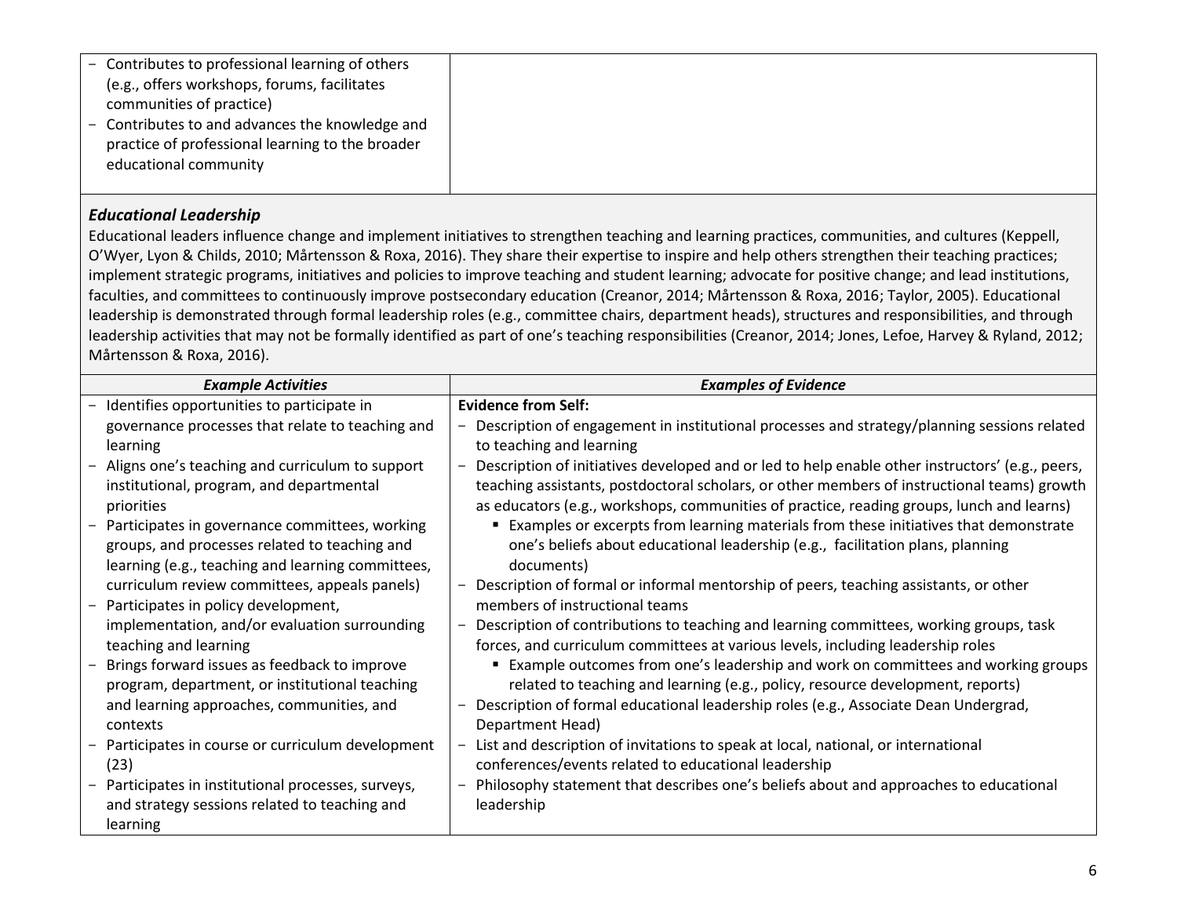| | |
|---|---|
| - Contributes to professional learning of others (e.g., offers workshops, forums, facilitates communities of practice)<br>- Contributes to and advances the knowledge and practice of professional learning to the broader educational community | |

### *Educational Leadership*

Educational leaders influence change and implement initiatives to strengthen teaching and learning practices, communities, and cultures (Keppell, O'Wyer, Lyon & Childs, 2010; Mårtensson & Roxa, 2016). They share their expertise to inspire and help others strengthen their teaching practices; implement strategic programs, initiatives and policies to improve teaching and student learning; advocate for positive change; and lead institutions, faculties, and committees to continuously improve postsecondary education (Creanor, 2014; Mårtensson & Roxa, 2016; Taylor, 2005). Educational leadership is demonstrated through formal leadership roles (e.g., committee chairs, department heads), structures and responsibilities, and through leadership activities that may not be formally identified as part of one's teaching responsibilities (Creanor, 2014; Jones, Lefoe, Harvey & Ryland, 2012; Mårtensson & Roxa, 2016).

| *Example Activities* | *Examples of Evidence* |
|---|---|
| - Identifies opportunities to participate in governance processes that relate to teaching and learning<br>- Aligns one's teaching and curriculum to support institutional, program, and departmental priorities<br>- Participates in governance committees, working groups, and processes related to teaching and learning (e.g., teaching and learning committees, curriculum review committees, appeals panels)<br>- Participates in policy development, implementation, and/or evaluation surrounding teaching and learning<br>- Brings forward issues as feedback to improve program, department, or institutional teaching and learning approaches, communities, and contexts<br>- Participates in course or curriculum development (23)<br>- Participates in institutional processes, surveys, and strategy sessions related to teaching and learning | **Evidence from Self:**<br>- Description of engagement in institutional processes and strategy/planning sessions related to teaching and learning<br>- Description of initiatives developed and or led to help enable other instructors' (e.g., peers, teaching assistants, postdoctoral scholars, or other members of instructional teams) growth as educators (e.g., workshops, communities of practice, reading groups, lunch and learns)<br>&nbsp;&nbsp;▪ Examples or excerpts from learning materials from these initiatives that demonstrate one's beliefs about educational leadership (e.g., facilitation plans, planning documents)<br>- Description of formal or informal mentorship of peers, teaching assistants, or other members of instructional teams<br>- Description of contributions to teaching and learning committees, working groups, task forces, and curriculum committees at various levels, including leadership roles<br>&nbsp;&nbsp;▪ Example outcomes from one's leadership and work on committees and working groups related to teaching and learning (e.g., policy, resource development, reports)<br>- Description of formal educational leadership roles (e.g., Associate Dean Undergrad, Department Head)<br>- List and description of invitations to speak at local, national, or international conferences/events related to educational leadership<br>- Philosophy statement that describes one's beliefs about and approaches to educational leadership |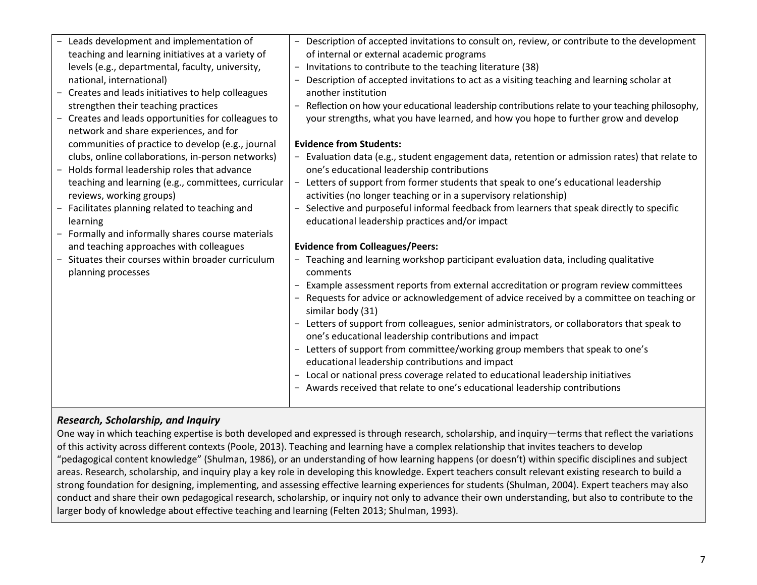| | |
|---|---|
| - Leads development and implementation of teaching and learning initiatives at a variety of levels (e.g., departmental, faculty, university, national, international)<br>- Creates and leads initiatives to help colleagues strengthen their teaching practices<br>- Creates and leads opportunities for colleagues to network and share experiences, and for communities of practice to develop (e.g., journal clubs, online collaborations, in-person networks)<br>- Holds formal leadership roles that advance teaching and learning (e.g., committees, curricular reviews, working groups)<br>- Facilitates planning related to teaching and learning<br>- Formally and informally shares course materials and teaching approaches with colleagues<br>- Situates their courses within broader curriculum planning processes | - Description of accepted invitations to consult on, review, or contribute to the development of internal or external academic programs<br>- Invitations to contribute to the teaching literature (38)<br>- Description of accepted invitations to act as a visiting teaching and learning scholar at another institution<br>- Reflection on how your educational leadership contributions relate to your teaching philosophy, your strengths, what you have learned, and how you hope to further grow and develop<br><br>**Evidence from Students:**<br>- Evaluation data (e.g., student engagement data, retention or admission rates) that relate to one's educational leadership contributions<br>- Letters of support from former students that speak to one's educational leadership activities (no longer teaching or in a supervisory relationship)<br>- Selective and purposeful informal feedback from learners that speak directly to specific educational leadership practices and/or impact<br><br>**Evidence from Colleagues/Peers:**<br>- Teaching and learning workshop participant evaluation data, including qualitative comments<br>- Example assessment reports from external accreditation or program review committees<br>- Requests for advice or acknowledgement of advice received by a committee on teaching or similar body (31)<br>- Letters of support from colleagues, senior administrators, or collaborators that speak to one's educational leadership contributions and impact<br>- Letters of support from committee/working group members that speak to one's educational leadership contributions and impact<br>- Local or national press coverage related to educational leadership initiatives<br>- Awards received that relate to one's educational leadership contributions |

### *Research, Scholarship, and Inquiry*

One way in which teaching expertise is both developed and expressed is through research, scholarship, and inquiry—terms that reflect the variations of this activity across different contexts (Poole, 2013). Teaching and learning have a complex relationship that invites teachers to develop "pedagogical content knowledge" (Shulman, 1986), or an understanding of how learning happens (or doesn't) within specific disciplines and subject areas. Research, scholarship, and inquiry play a key role in developing this knowledge. Expert teachers consult relevant existing research to build a strong foundation for designing, implementing, and assessing effective learning experiences for students (Shulman, 2004). Expert teachers may also conduct and share their own pedagogical research, scholarship, or inquiry not only to advance their own understanding, but also to contribute to the larger body of knowledge about effective teaching and learning (Felten 2013; Shulman, 1993).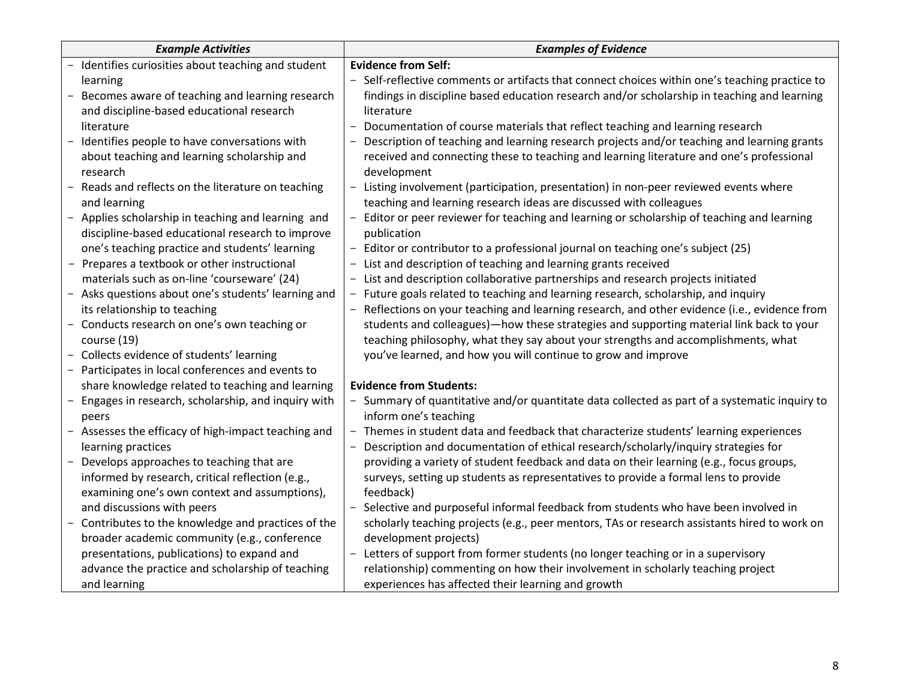| *Example Activities* | *Examples of Evidence* |
|---|---|
| - Identifies curiosities about teaching and student learning<br>- Becomes aware of teaching and learning research and discipline-based educational research literature<br>- Identifies people to have conversations with about teaching and learning scholarship and research<br>- Reads and reflects on the literature on teaching and learning<br>- Applies scholarship in teaching and learning and discipline-based educational research to improve one's teaching practice and students' learning<br>- Prepares a textbook or other instructional materials such as on-line 'courseware' (24)<br>- Asks questions about one's students' learning and its relationship to teaching<br>- Conducts research on one's own teaching or course (19)<br>- Collects evidence of students' learning<br>- Participates in local conferences and events to share knowledge related to teaching and learning<br>- Engages in research, scholarship, and inquiry with peers<br>- Assesses the efficacy of high-impact teaching and learning practices<br>- Develops approaches to teaching that are informed by research, critical reflection (e.g., examining one's own context and assumptions), and discussions with peers<br>- Contributes to the knowledge and practices of the broader academic community (e.g., conference presentations, publications) to expand and advance the practice and scholarship of teaching and learning | **Evidence from Self:**<br>- Self-reflective comments or artifacts that connect choices within one's teaching practice to findings in discipline based education research and/or scholarship in teaching and learning literature<br>- Documentation of course materials that reflect teaching and learning research<br>- Description of teaching and learning research projects and/or teaching and learning grants received and connecting these to teaching and learning literature and one's professional development<br>- Listing involvement (participation, presentation) in non-peer reviewed events where teaching and learning research ideas are discussed with colleagues<br>- Editor or peer reviewer for teaching and learning or scholarship of teaching and learning publication<br>- Editor or contributor to a professional journal on teaching one's subject (25)<br>- List and description of teaching and learning grants received<br>- List and description collaborative partnerships and research projects initiated<br>- Future goals related to teaching and learning research, scholarship, and inquiry<br>- Reflections on your teaching and learning research, and other evidence (i.e., evidence from students and colleagues)—how these strategies and supporting material link back to your teaching philosophy, what they say about your strengths and accomplishments, what you've learned, and how you will continue to grow and improve<br><br>**Evidence from Students:**<br>- Summary of quantitative and/or quantitate data collected as part of a systematic inquiry to inform one's teaching<br>- Themes in student data and feedback that characterize students' learning experiences<br>- Description and documentation of ethical research/scholarly/inquiry strategies for providing a variety of student feedback and data on their learning (e.g., focus groups, surveys, setting up students as representatives to provide a formal lens to provide feedback)<br>- Selective and purposeful informal feedback from students who have been involved in scholarly teaching projects (e.g., peer mentors, TAs or research assistants hired to work on development projects)<br>- Letters of support from former students (no longer teaching or in a supervisory relationship) commenting on how their involvement in scholarly teaching project experiences has affected their learning and growth |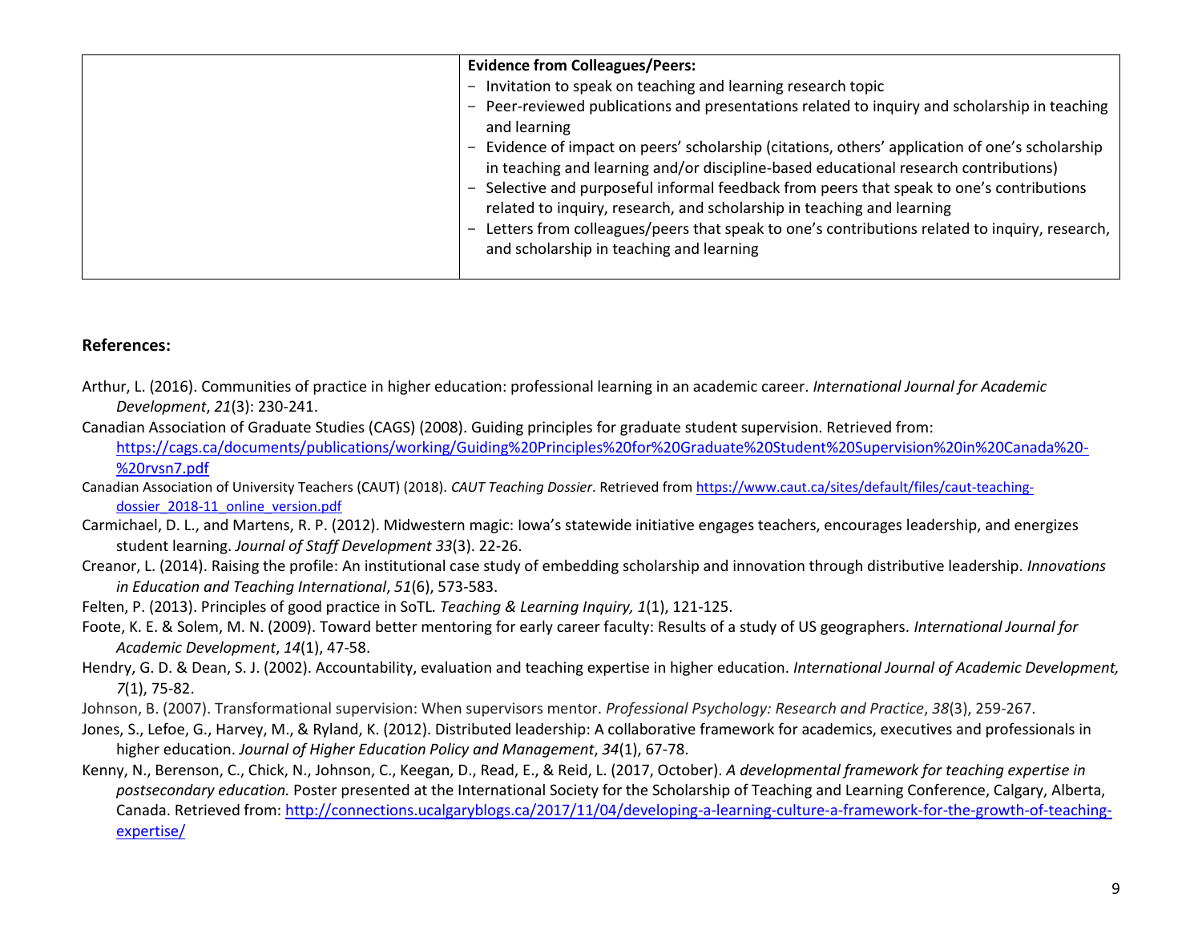| | **Evidence from Colleagues/Peers:**<br>- Invitation to speak on teaching and learning research topic<br>- Peer-reviewed publications and presentations related to inquiry and scholarship in teaching and learning<br>- Evidence of impact on peers' scholarship (citations, others' application of one's scholarship in teaching and learning and/or discipline-based educational research contributions)<br>- Selective and purposeful informal feedback from peers that speak to one's contributions related to inquiry, research, and scholarship in teaching and learning<br>- Letters from colleagues/peers that speak to one's contributions related to inquiry, research, and scholarship in teaching and learning |
|---|---|

**References:**

Arthur, L. (2016). Communities of practice in higher education: professional learning in an academic career. *International Journal for Academic Development*, *21*(3): 230-241.

Canadian Association of Graduate Studies (CAGS) (2008). Guiding principles for graduate student supervision. Retrieved from: https://cags.ca/documents/publications/working/Guiding%20Principles%20for%20Graduate%20Student%20Supervision%20in%20Canada%20-%20rvsn7.pdf

Canadian Association of University Teachers (CAUT) (2018). *CAUT Teaching Dossier*. Retrieved from https://www.caut.ca/sites/default/files/caut-teaching-dossier_2018-11_online_version.pdf

Carmichael, D. L., and Martens, R. P. (2012). Midwestern magic: Iowa's statewide initiative engages teachers, encourages leadership, and energizes student learning. *Journal of Staff Development 33*(3). 22-26.

Creanor, L. (2014). Raising the profile: An institutional case study of embedding scholarship and innovation through distributive leadership. *Innovations in Education and Teaching International*, *51*(6), 573-583.

Felten, P. (2013). Principles of good practice in SoTL. *Teaching & Learning Inquiry, 1*(1), 121-125.

Foote, K. E. & Solem, M. N. (2009). Toward better mentoring for early career faculty: Results of a study of US geographers. *International Journal for Academic Development*, *14*(1), 47-58.

Hendry, G. D. & Dean, S. J. (2002). Accountability, evaluation and teaching expertise in higher education. *International Journal of Academic Development, 7*(1), 75-82.

Johnson, B. (2007). Transformational supervision: When supervisors mentor. *Professional Psychology: Research and Practice*, *38*(3), 259-267.

Jones, S., Lefoe, G., Harvey, M., & Ryland, K. (2012). Distributed leadership: A collaborative framework for academics, executives and professionals in higher education. *Journal of Higher Education Policy and Management*, *34*(1), 67-78.

Kenny, N., Berenson, C., Chick, N., Johnson, C., Keegan, D., Read, E., & Reid, L. (2017, October). *A developmental framework for teaching expertise in postsecondary education.* Poster presented at the International Society for the Scholarship of Teaching and Learning Conference, Calgary, Alberta, Canada. Retrieved from: http://connections.ucalgaryblogs.ca/2017/11/04/developing-a-learning-culture-a-framework-for-the-growth-of-teaching-expertise/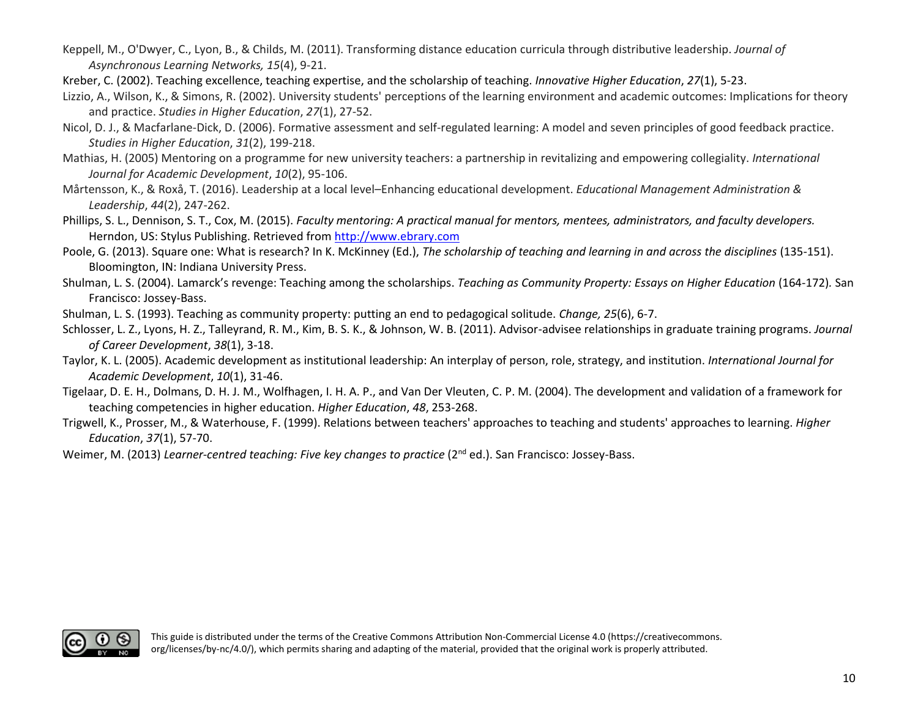Keppell, M., O'Dwyer, C., Lyon, B., & Childs, M. (2011). Transforming distance education curricula through distributive leadership. *Journal of Asynchronous Learning Networks, 15*(4), 9-21.

Kreber, C. (2002). Teaching excellence, teaching expertise, and the scholarship of teaching. *Innovative Higher Education*, *27*(1), 5-23.

Lizzio, A., Wilson, K., & Simons, R. (2002). University students' perceptions of the learning environment and academic outcomes: Implications for theory and practice. *Studies in Higher Education*, *27*(1), 27-52.

Nicol, D. J., & Macfarlane‐Dick, D. (2006). Formative assessment and self‐regulated learning: A model and seven principles of good feedback practice. *Studies in Higher Education*, *31*(2), 199-218.

Mathias, H. (2005) Mentoring on a programme for new university teachers: a partnership in revitalizing and empowering collegiality. *International Journal for Academic Development*, *10*(2), 95-106.

Mårtensson, K., & Roxå, T. (2016). Leadership at a local level–Enhancing educational development. *Educational Management Administration & Leadership*, *44*(2), 247-262.

Phillips, S. L., Dennison, S. T., Cox, M. (2015). *Faculty mentoring: A practical manual for mentors, mentees, administrators, and faculty developers.* Herndon, US: Stylus Publishing. Retrieved from http://www.ebrary.com

Poole, G. (2013). Square one: What is research? In K. McKinney (Ed.), *The scholarship of teaching and learning in and across the disciplines* (135-151). Bloomington, IN: Indiana University Press.

Shulman, L. S. (2004). Lamarck's revenge: Teaching among the scholarships. *Teaching as Community Property: Essays on Higher Education* (164-172). San Francisco: Jossey-Bass.

Shulman, L. S. (1993). Teaching as community property: putting an end to pedagogical solitude. *Change, 25*(6), 6-7.

Schlosser, L. Z., Lyons, H. Z., Talleyrand, R. M., Kim, B. S. K., & Johnson, W. B. (2011). Advisor-advisee relationships in graduate training programs. *Journal of Career Development*, *38*(1), 3-18.

Taylor, K. L. (2005). Academic development as institutional leadership: An interplay of person, role, strategy, and institution. *International Journal for Academic Development*, *10*(1), 31-46.

Tigelaar, D. E. H., Dolmans, D. H. J. M., Wolfhagen, I. H. A. P., and Van Der Vleuten, C. P. M. (2004). The development and validation of a framework for teaching competencies in higher education. *Higher Education*, *48*, 253-268.

Trigwell, K., Prosser, M., & Waterhouse, F. (1999). Relations between teachers' approaches to teaching and students' approaches to learning. *Higher Education*, *37*(1), 57-70.

Weimer, M. (2013) *Learner-centred teaching: Five key changes to practice* (2nd ed.). San Francisco: Jossey-Bass.

This guide is distributed under the terms of the Creative Commons Attribution Non-Commercial License 4.0 (https://creativecommons.org/licenses/by-nc/4.0/), which permits sharing and adapting of the material, provided that the original work is properly attributed.